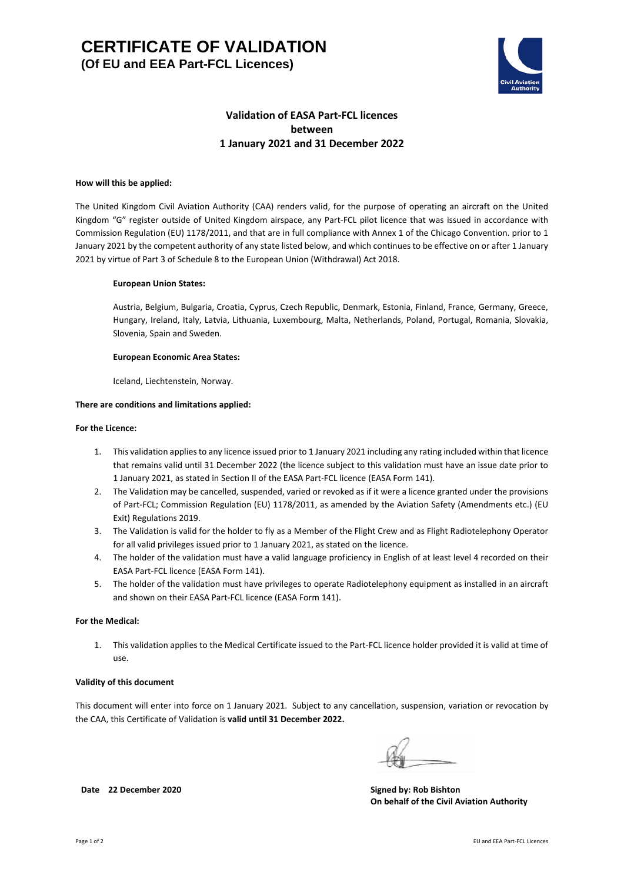# CERTIFICATE OF VALIDATION
## (Of EU and EEA Part-FCL Licences)

### Validation of EASA Part-FCL licences between 1 January 2021 and 31 December 2022

**How will this be applied:**

The United Kingdom Civil Aviation Authority (CAA) renders valid, for the purpose of operating an aircraft on the United Kingdom "G" register outside of United Kingdom airspace, any Part-FCL pilot licence that was issued in accordance with Commission Regulation (EU) 1178/2011, and that are in full compliance with Annex 1 of the Chicago Convention. prior to 1 January 2021 by the competent authority of any state listed below, and which continues to be effective on or after 1 January 2021 by virtue of Part 3 of Schedule 8 to the European Union (Withdrawal) Act 2018.

**European Union States:**

Austria, Belgium, Bulgaria, Croatia, Cyprus, Czech Republic, Denmark, Estonia, Finland, France, Germany, Greece, Hungary, Ireland, Italy, Latvia, Lithuania, Luxembourg, Malta, Netherlands, Poland, Portugal, Romania, Slovakia, Slovenia, Spain and Sweden.

**European Economic Area States:**

Iceland, Liechtenstein, Norway.

**There are conditions and limitations applied:**

**For the Licence:**

1. This validation applies to any licence issued prior to 1 January 2021 including any rating included within that licence that remains valid until 31 December 2022 (the licence subject to this validation must have an issue date prior to 1 January 2021, as stated in Section II of the EASA Part-FCL licence (EASA Form 141).
2. The Validation may be cancelled, suspended, varied or revoked as if it were a licence granted under the provisions of Part-FCL; Commission Regulation (EU) 1178/2011, as amended by the Aviation Safety (Amendments etc.) (EU Exit) Regulations 2019.
3. The Validation is valid for the holder to fly as a Member of the Flight Crew and as Flight Radiotelephony Operator for all valid privileges issued prior to 1 January 2021, as stated on the licence.
4. The holder of the validation must have a valid language proficiency in English of at least level 4 recorded on their EASA Part-FCL licence (EASA Form 141).
5. The holder of the validation must have privileges to operate Radiotelephony equipment as installed in an aircraft and shown on their EASA Part-FCL licence (EASA Form 141).

**For the Medical:**

1. This validation applies to the Medical Certificate issued to the Part-FCL licence holder provided it is valid at time of use.

**Validity of this document**

This document will enter into force on 1 January 2021. Subject to any cancellation, suspension, variation or revocation by the CAA, this Certificate of Validation is **valid until 31 December 2022.**

**Date 22 December 2020**

**Signed by: Rob Bishton**
**On behalf of the Civil Aviation Authority**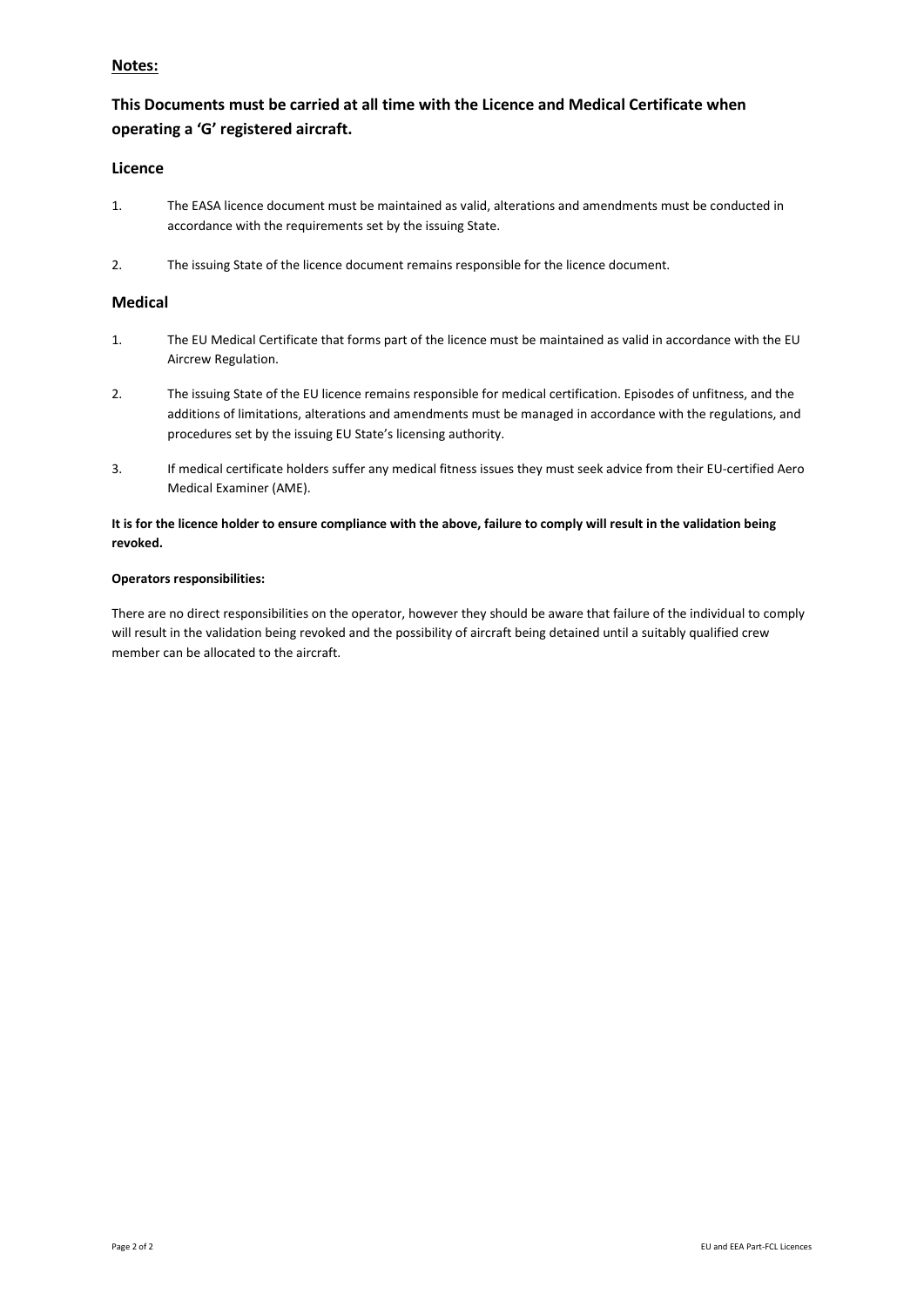**Notes:**

## This Documents must be carried at all time with the Licence and Medical Certificate when operating a 'G' registered aircraft.

### Licence

1. The EASA licence document must be maintained as valid, alterations and amendments must be conducted in accordance with the requirements set by the issuing State.

2. The issuing State of the licence document remains responsible for the licence document.

### Medical

1. The EU Medical Certificate that forms part of the licence must be maintained as valid in accordance with the EU Aircrew Regulation.

2. The issuing State of the EU licence remains responsible for medical certification. Episodes of unfitness, and the additions of limitations, alterations and amendments must be managed in accordance with the regulations, and procedures set by the issuing EU State's licensing authority.

3. If medical certificate holders suffer any medical fitness issues they must seek advice from their EU-certified Aero Medical Examiner (AME).

**It is for the licence holder to ensure compliance with the above, failure to comply will result in the validation being revoked.**

**Operators responsibilities:**

There are no direct responsibilities on the operator, however they should be aware that failure of the individual to comply will result in the validation being revoked and the possibility of aircraft being detained until a suitably qualified crew member can be allocated to the aircraft.